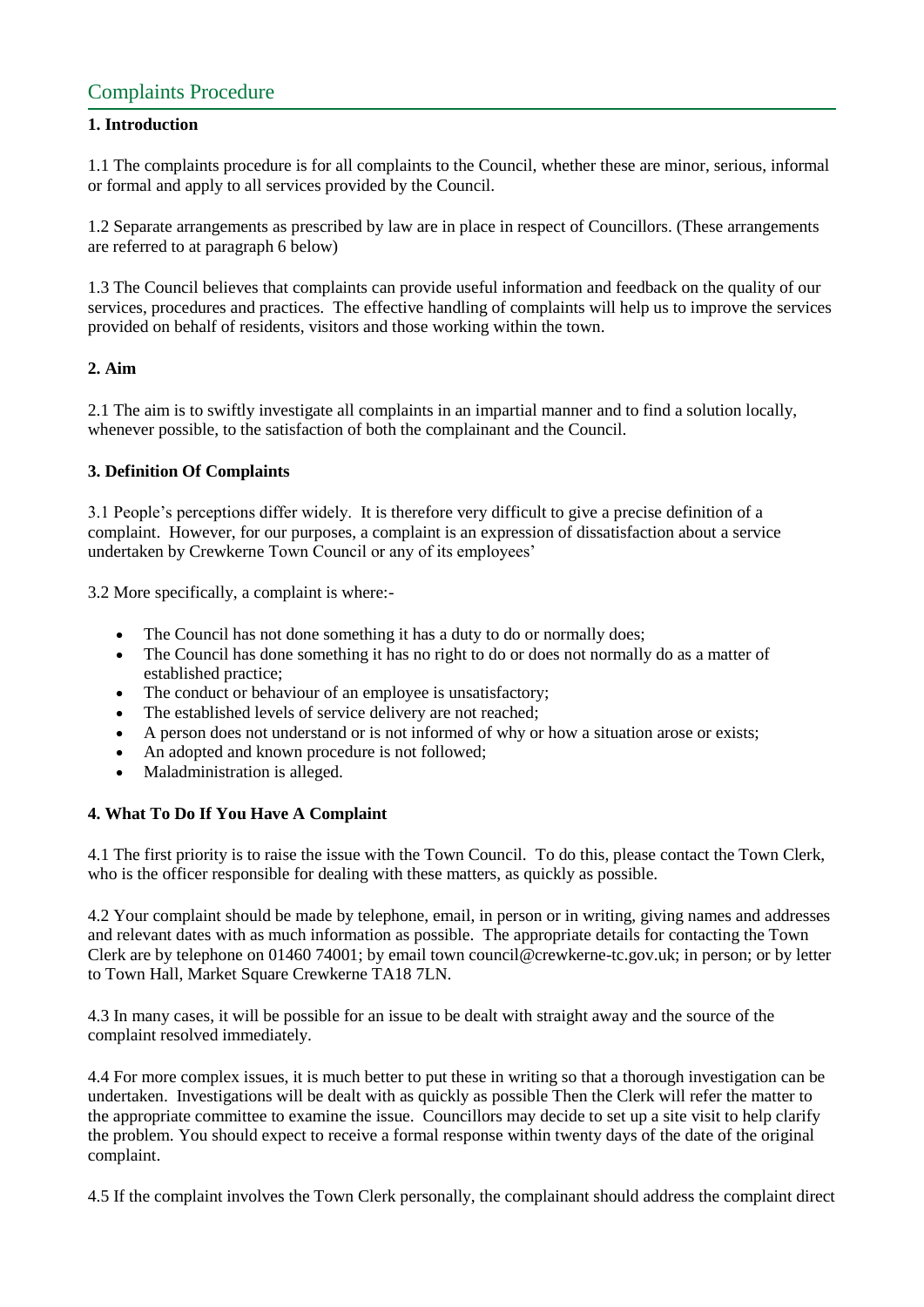# Complaints Procedure

**1. Introduction**

1.1 The complaints procedure is for all complaints to the Council, whether these are minor, serious, informal or formal and apply to all services provided by the Council.

1.2 Separate arrangements as prescribed by law are in place in respect of Councillors. (These arrangements are referred to at paragraph 6 below)

1.3 The Council believes that complaints can provide useful information and feedback on the quality of our services, procedures and practices. The effective handling of complaints will help us to improve the services provided on behalf of residents, visitors and those working within the town.

**2. Aim**

2.1 The aim is to swiftly investigate all complaints in an impartial manner and to find a solution locally, whenever possible, to the satisfaction of both the complainant and the Council.

**3. Definition Of Complaints**

3.1 People's perceptions differ widely. It is therefore very difficult to give a precise definition of a complaint. However, for our purposes, a complaint is an expression of dissatisfaction about a service undertaken by Crewkerne Town Council or any of its employees'

3.2 More specifically, a complaint is where:-

- The Council has not done something it has a duty to do or normally does;
- The Council has done something it has no right to do or does not normally do as a matter of established practice;
- The conduct or behaviour of an employee is unsatisfactory;
- The established levels of service delivery are not reached;
- A person does not understand or is not informed of why or how a situation arose or exists;
- An adopted and known procedure is not followed;
- Maladministration is alleged.

**4. What To Do If You Have A Complaint**

4.1 The first priority is to raise the issue with the Town Council. To do this, please contact the Town Clerk, who is the officer responsible for dealing with these matters, as quickly as possible.

4.2 Your complaint should be made by telephone, email, in person or in writing, giving names and addresses and relevant dates with as much information as possible. The appropriate details for contacting the Town Clerk are by telephone on 01460 74001; by email town council@crewkerne-tc.gov.uk; in person; or by letter to Town Hall, Market Square Crewkerne TA18 7LN.

4.3 In many cases, it will be possible for an issue to be dealt with straight away and the source of the complaint resolved immediately.

4.4 For more complex issues, it is much better to put these in writing so that a thorough investigation can be undertaken. Investigations will be dealt with as quickly as possible Then the Clerk will refer the matter to the appropriate committee to examine the issue. Councillors may decide to set up a site visit to help clarify the problem. You should expect to receive a formal response within twenty days of the date of the original complaint.

4.5 If the complaint involves the Town Clerk personally, the complainant should address the complaint direct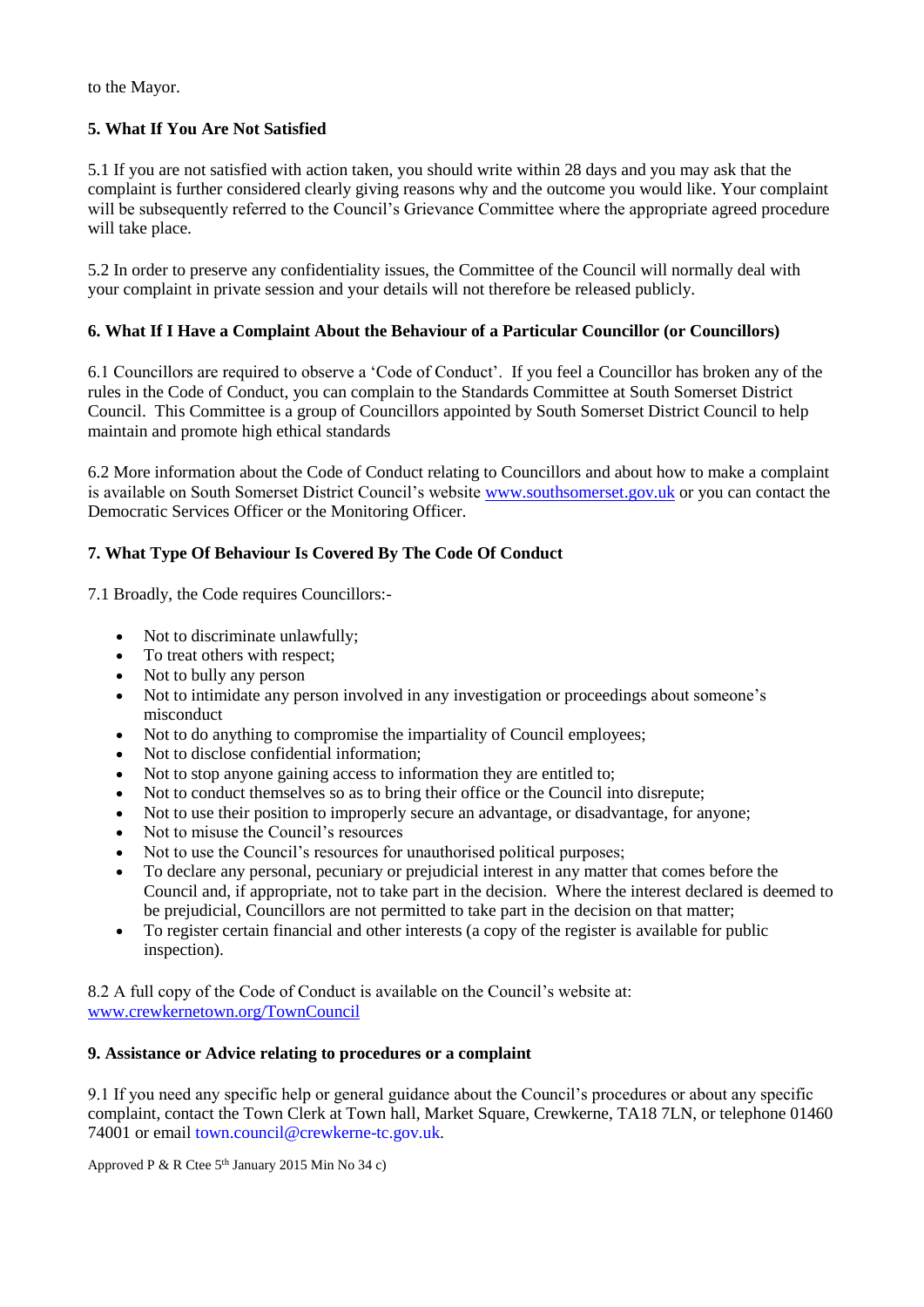to the Mayor.

**5. What If You Are Not Satisfied**

5.1 If you are not satisfied with action taken, you should write within 28 days and you may ask that the complaint is further considered clearly giving reasons why and the outcome you would like. Your complaint will be subsequently referred to the Council's Grievance Committee where the appropriate agreed procedure will take place.

5.2 In order to preserve any confidentiality issues, the Committee of the Council will normally deal with your complaint in private session and your details will not therefore be released publicly.

**6. What If I Have a Complaint About the Behaviour of a Particular Councillor (or Councillors)**

6.1 Councillors are required to observe a 'Code of Conduct'. If you feel a Councillor has broken any of the rules in the Code of Conduct, you can complain to the Standards Committee at South Somerset District Council. This Committee is a group of Councillors appointed by South Somerset District Council to help maintain and promote high ethical standards

6.2 More information about the Code of Conduct relating to Councillors and about how to make a complaint is available on South Somerset District Council's website www.southsomerset.gov.uk or you can contact the Democratic Services Officer or the Monitoring Officer.

**7. What Type Of Behaviour Is Covered By The Code Of Conduct**

7.1 Broadly, the Code requires Councillors:-

- Not to discriminate unlawfully;
- To treat others with respect;
- Not to bully any person
- Not to intimidate any person involved in any investigation or proceedings about someone's misconduct
- Not to do anything to compromise the impartiality of Council employees;
- Not to disclose confidential information;
- Not to stop anyone gaining access to information they are entitled to;
- Not to conduct themselves so as to bring their office or the Council into disrepute;
- Not to use their position to improperly secure an advantage, or disadvantage, for anyone;
- Not to misuse the Council's resources
- Not to use the Council's resources for unauthorised political purposes;
- To declare any personal, pecuniary or prejudicial interest in any matter that comes before the Council and, if appropriate, not to take part in the decision. Where the interest declared is deemed to be prejudicial, Councillors are not permitted to take part in the decision on that matter;
- To register certain financial and other interests (a copy of the register is available for public inspection).

8.2 A full copy of the Code of Conduct is available on the Council's website at: www.crewkernetown.org/TownCouncil

**9. Assistance or Advice relating to procedures or a complaint**

9.1 If you need any specific help or general guidance about the Council's procedures or about any specific complaint, contact the Town Clerk at Town hall, Market Square, Crewkerne, TA18 7LN, or telephone 01460 74001 or email town.council@crewkerne-tc.gov.uk.

Approved P & R Ctee 5th January 2015 Min No 34 c)